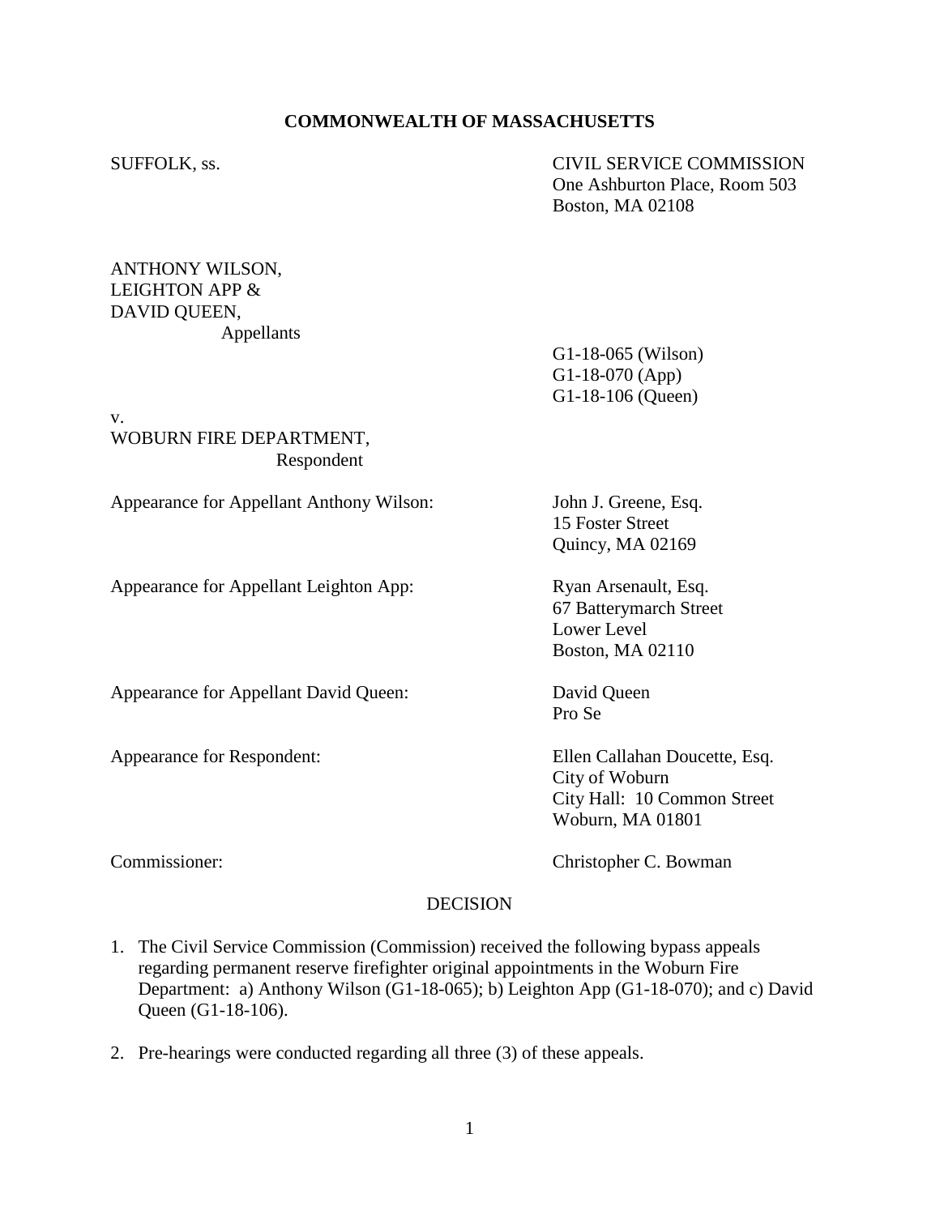**COMMONWEALTH OF MASSACHUSETTS**

SUFFOLK, ss.

CIVIL SERVICE COMMISSION
One Ashburton Place, Room 503
Boston, MA 02108

ANTHONY WILSON,
LEIGHTON APP &
DAVID QUEEN,
Appellants

G1-18-065 (Wilson)
G1-18-070 (App)
G1-18-106 (Queen)

v.
WOBURN FIRE DEPARTMENT,
Respondent

Appearance for Appellant Anthony Wilson: John J. Greene, Esq.
15 Foster Street
Quincy, MA 02169

Appearance for Appellant Leighton App: Ryan Arsenault, Esq.
67 Batterymarch Street
Lower Level
Boston, MA 02110

Appearance for Appellant David Queen: David Queen
Pro Se

Appearance for Respondent: Ellen Callahan Doucette, Esq.
City of Woburn
City Hall: 10 Common Street
Woburn, MA 01801

Commissioner: Christopher C. Bowman

DECISION

1. The Civil Service Commission (Commission) received the following bypass appeals regarding permanent reserve firefighter original appointments in the Woburn Fire Department: a) Anthony Wilson (G1-18-065); b) Leighton App (G1-18-070); and c) David Queen (G1-18-106).

2. Pre-hearings were conducted regarding all three (3) of these appeals.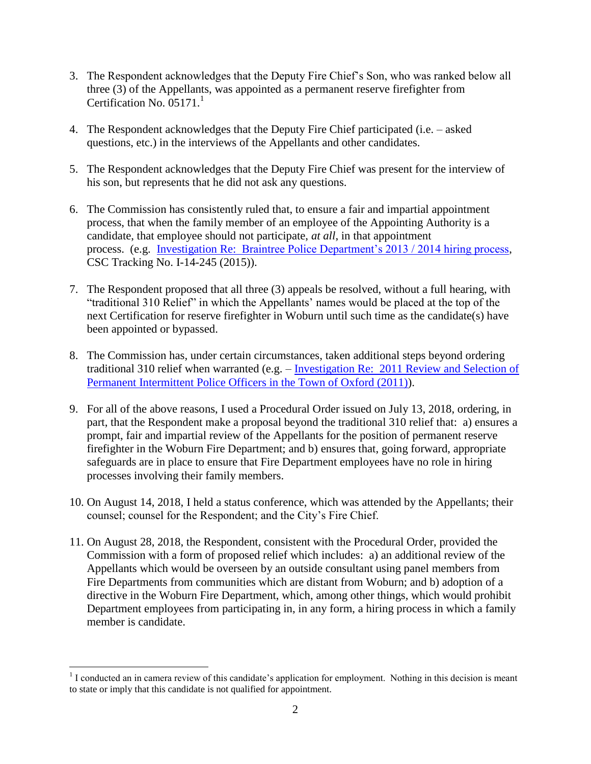3. The Respondent acknowledges that the Deputy Fire Chief's Son, who was ranked below all three (3) of the Appellants, was appointed as a permanent reserve firefighter from Certification No. 05171.[1]

4. The Respondent acknowledges that the Deputy Fire Chief participated (i.e. – asked questions, etc.) in the interviews of the Appellants and other candidates.

5. The Respondent acknowledges that the Deputy Fire Chief was present for the interview of his son, but represents that he did not ask any questions.

6. The Commission has consistently ruled that, to ensure a fair and impartial appointment process, that when the family member of an employee of the Appointing Authority is a candidate, that employee should not participate, *at all*, in that appointment process. (e.g. Investigation Re: Braintree Police Department's 2013 / 2014 hiring process, CSC Tracking No. I-14-245 (2015)).

7. The Respondent proposed that all three (3) appeals be resolved, without a full hearing, with "traditional 310 Relief" in which the Appellants' names would be placed at the top of the next Certification for reserve firefighter in Woburn until such time as the candidate(s) have been appointed or bypassed.

8. The Commission has, under certain circumstances, taken additional steps beyond ordering traditional 310 relief when warranted (e.g. – Investigation Re: 2011 Review and Selection of Permanent Intermittent Police Officers in the Town of Oxford (2011)).

9. For all of the above reasons, I used a Procedural Order issued on July 13, 2018, ordering, in part, that the Respondent make a proposal beyond the traditional 310 relief that: a) ensures a prompt, fair and impartial review of the Appellants for the position of permanent reserve firefighter in the Woburn Fire Department; and b) ensures that, going forward, appropriate safeguards are in place to ensure that Fire Department employees have no role in hiring processes involving their family members.

10. On August 14, 2018, I held a status conference, which was attended by the Appellants; their counsel; counsel for the Respondent; and the City's Fire Chief.

11. On August 28, 2018, the Respondent, consistent with the Procedural Order, provided the Commission with a form of proposed relief which includes: a) an additional review of the Appellants which would be overseen by an outside consultant using panel members from Fire Departments from communities which are distant from Woburn; and b) adoption of a directive in the Woburn Fire Department, which, among other things, which would prohibit Department employees from participating in, in any form, a hiring process in which a family member is candidate.

---

[1] I conducted an in camera review of this candidate's application for employment. Nothing in this decision is meant to state or imply that this candidate is not qualified for appointment.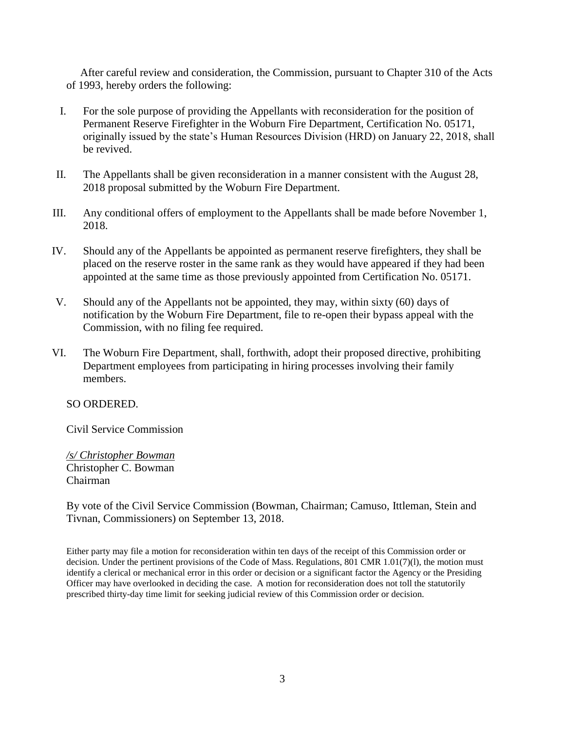After careful review and consideration, the Commission, pursuant to Chapter 310 of the Acts of 1993, hereby orders the following:

I. For the sole purpose of providing the Appellants with reconsideration for the position of Permanent Reserve Firefighter in the Woburn Fire Department, Certification No. 05171, originally issued by the state's Human Resources Division (HRD) on January 22, 2018, shall be revived.

II. The Appellants shall be given reconsideration in a manner consistent with the August 28, 2018 proposal submitted by the Woburn Fire Department.

III. Any conditional offers of employment to the Appellants shall be made before November 1, 2018.

IV. Should any of the Appellants be appointed as permanent reserve firefighters, they shall be placed on the reserve roster in the same rank as they would have appeared if they had been appointed at the same time as those previously appointed from Certification No. 05171.

V. Should any of the Appellants not be appointed, they may, within sixty (60) days of notification by the Woburn Fire Department, file to re-open their bypass appeal with the Commission, with no filing fee required.

VI. The Woburn Fire Department, shall, forthwith, adopt their proposed directive, prohibiting Department employees from participating in hiring processes involving their family members.

SO ORDERED.

Civil Service Commission

*/s/ Christopher Bowman*
Christopher C. Bowman
Chairman

By vote of the Civil Service Commission (Bowman, Chairman; Camuso, Ittleman, Stein and Tivnan, Commissioners) on September 13, 2018.

Either party may file a motion for reconsideration within ten days of the receipt of this Commission order or decision. Under the pertinent provisions of the Code of Mass. Regulations, 801 CMR 1.01(7)(l), the motion must identify a clerical or mechanical error in this order or decision or a significant factor the Agency or the Presiding Officer may have overlooked in deciding the case. A motion for reconsideration does not toll the statutorily prescribed thirty-day time limit for seeking judicial review of this Commission order or decision.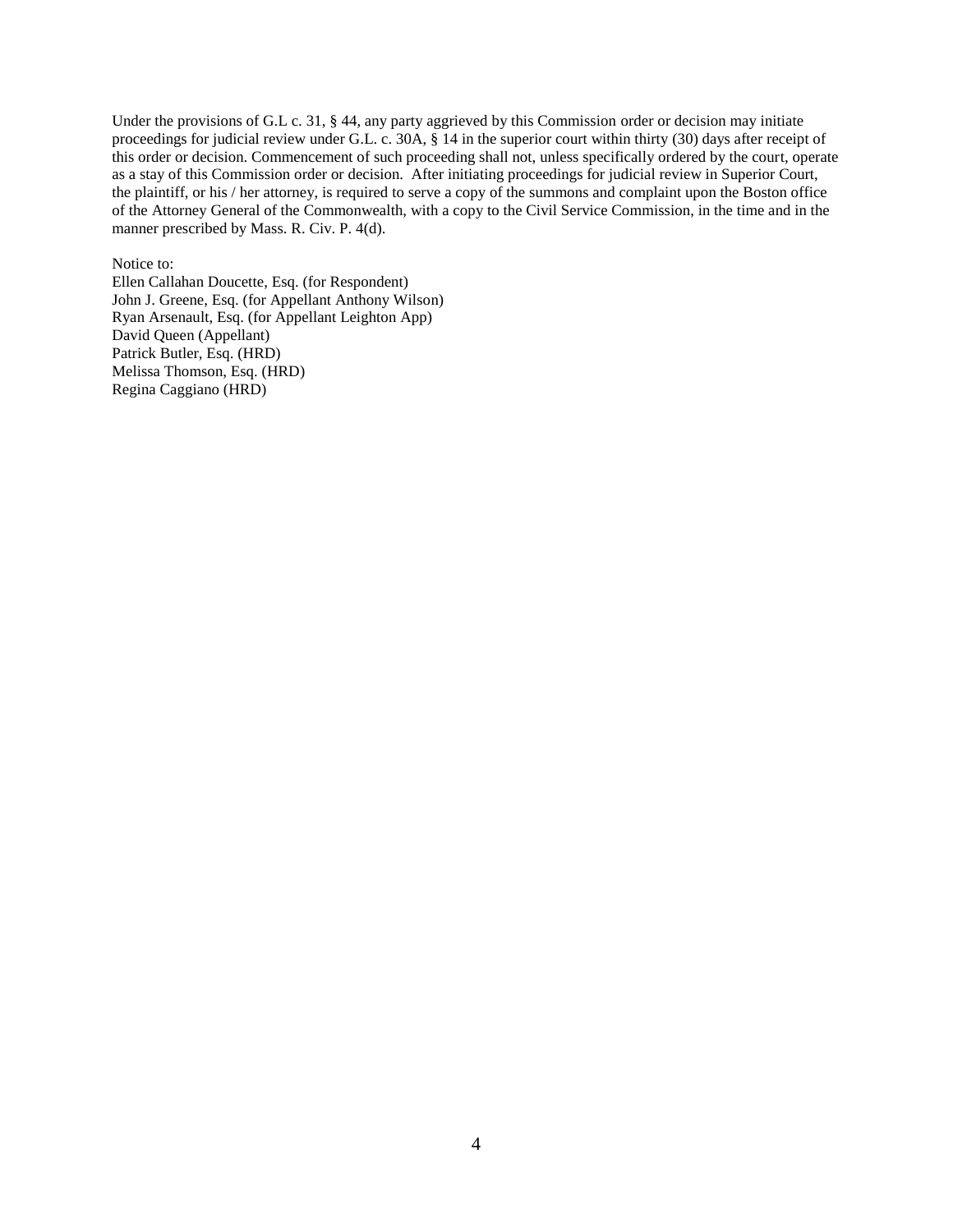Under the provisions of G.L c. 31, § 44, any party aggrieved by this Commission order or decision may initiate proceedings for judicial review under G.L. c. 30A, § 14 in the superior court within thirty (30) days after receipt of this order or decision. Commencement of such proceeding shall not, unless specifically ordered by the court, operate as a stay of this Commission order or decision. After initiating proceedings for judicial review in Superior Court, the plaintiff, or his / her attorney, is required to serve a copy of the summons and complaint upon the Boston office of the Attorney General of the Commonwealth, with a copy to the Civil Service Commission, in the time and in the manner prescribed by Mass. R. Civ. P. 4(d).

Notice to:
Ellen Callahan Doucette, Esq. (for Respondent)
John J. Greene, Esq. (for Appellant Anthony Wilson)
Ryan Arsenault, Esq. (for Appellant Leighton App)
David Queen (Appellant)
Patrick Butler, Esq. (HRD)
Melissa Thomson, Esq. (HRD)
Regina Caggiano (HRD)